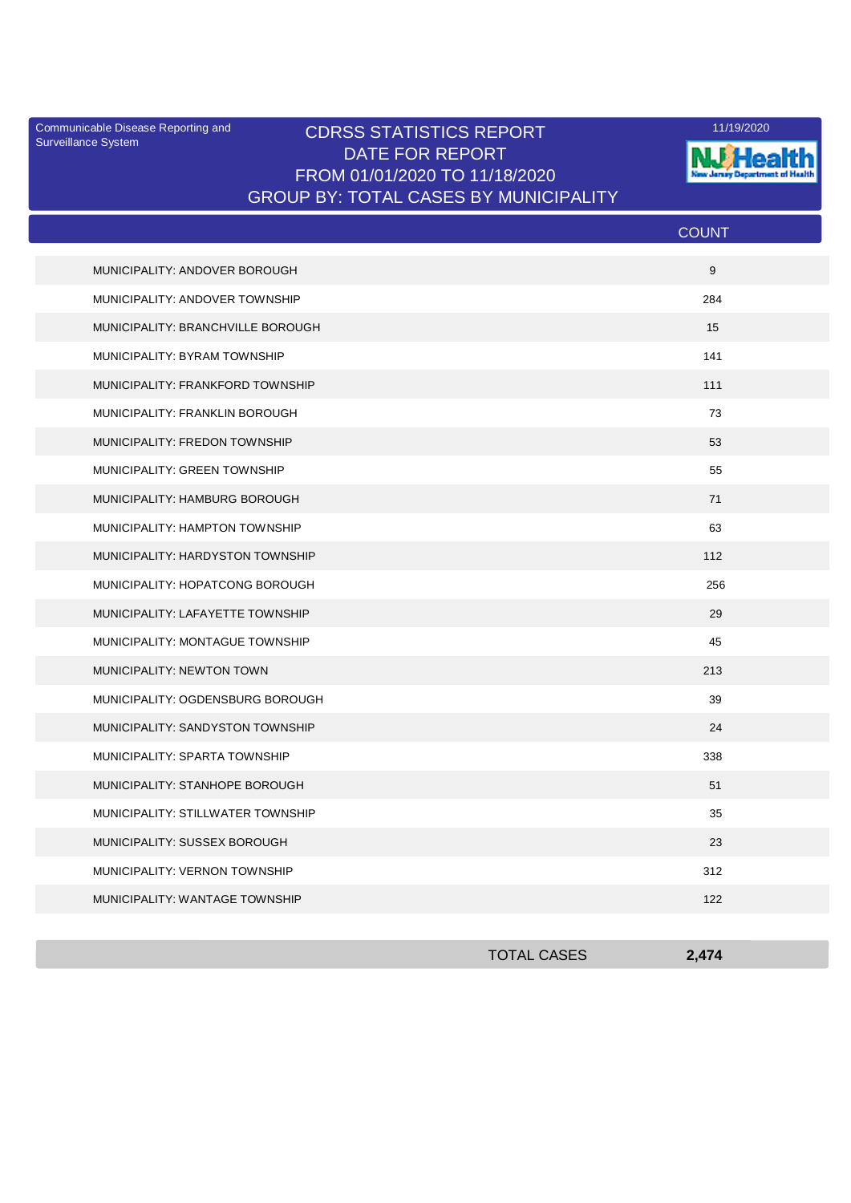Communicable Disease Reporting and Surveillance System

# CDRSS STATISTICS REPORT
## DATE FOR REPORT
## FROM 01/01/2020 TO 11/18/2020
## GROUP BY: TOTAL CASES BY MUNICIPALITY

11/19/2020

NJ Health New Jersey Department of Health

| | COUNT |
|---|---|
| MUNICIPALITY: ANDOVER BOROUGH | 9 |
| MUNICIPALITY: ANDOVER TOWNSHIP | 284 |
| MUNICIPALITY: BRANCHVILLE BOROUGH | 15 |
| MUNICIPALITY: BYRAM TOWNSHIP | 141 |
| MUNICIPALITY: FRANKFORD TOWNSHIP | 111 |
| MUNICIPALITY: FRANKLIN BOROUGH | 73 |
| MUNICIPALITY: FREDON TOWNSHIP | 53 |
| MUNICIPALITY: GREEN TOWNSHIP | 55 |
| MUNICIPALITY: HAMBURG BOROUGH | 71 |
| MUNICIPALITY: HAMPTON TOWNSHIP | 63 |
| MUNICIPALITY: HARDYSTON TOWNSHIP | 112 |
| MUNICIPALITY: HOPATCONG BOROUGH | 256 |
| MUNICIPALITY: LAFAYETTE TOWNSHIP | 29 |
| MUNICIPALITY: MONTAGUE TOWNSHIP | 45 |
| MUNICIPALITY: NEWTON TOWN | 213 |
| MUNICIPALITY: OGDENSBURG BOROUGH | 39 |
| MUNICIPALITY: SANDYSTON TOWNSHIP | 24 |
| MUNICIPALITY: SPARTA TOWNSHIP | 338 |
| MUNICIPALITY: STANHOPE BOROUGH | 51 |
| MUNICIPALITY: STILLWATER TOWNSHIP | 35 |
| MUNICIPALITY: SUSSEX BOROUGH | 23 |
| MUNICIPALITY: VERNON TOWNSHIP | 312 |
| MUNICIPALITY: WANTAGE TOWNSHIP | 122 |
| **TOTAL CASES** | **2,474** |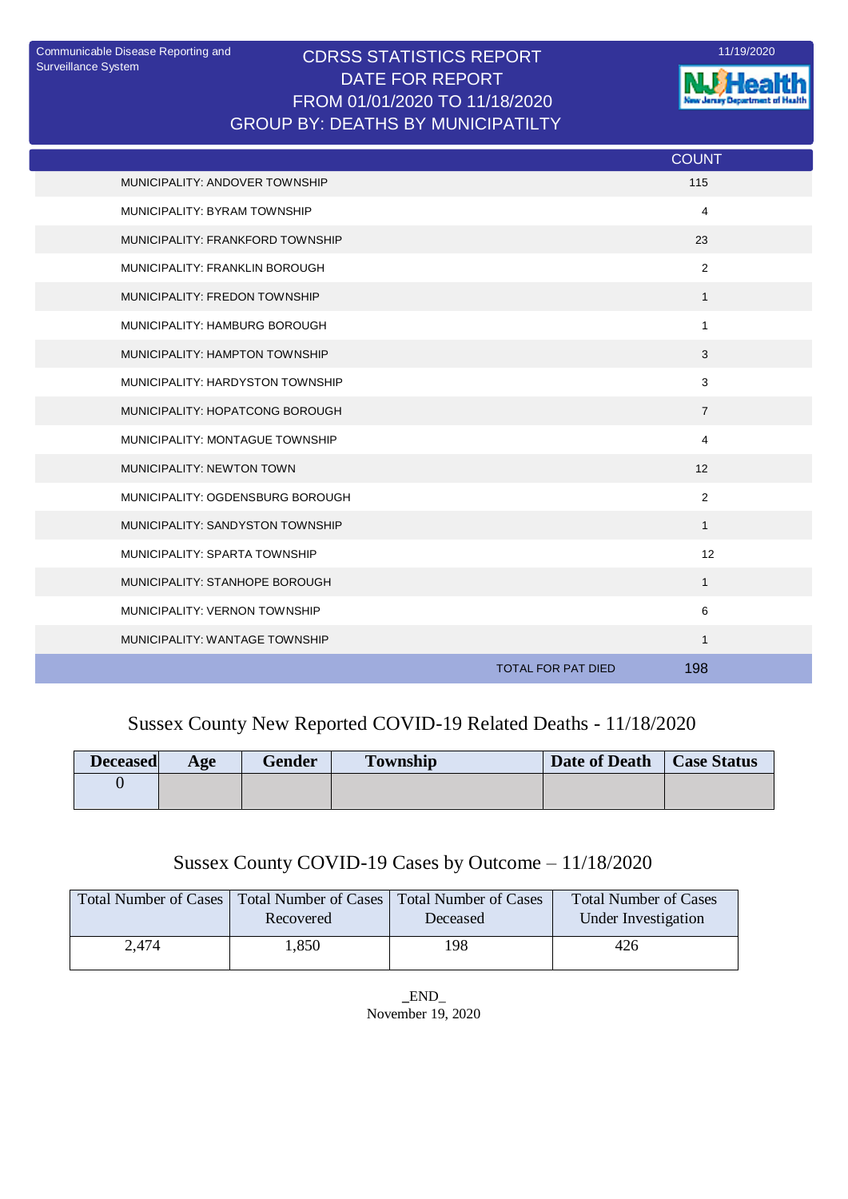Communicable Disease Reporting and Surveillance System

# CDRSS STATISTICS REPORT
## DATE FOR REPORT
## FROM 01/01/2020 TO 11/18/2020
## GROUP BY: DEATHS BY MUNICIPATILTY

11/19/2020

NJ Health New Jersey Department of Health

| | COUNT |
|---|---|
| MUNICIPALITY: ANDOVER TOWNSHIP | 115 |
| MUNICIPALITY: BYRAM TOWNSHIP | 4 |
| MUNICIPALITY: FRANKFORD TOWNSHIP | 23 |
| MUNICIPALITY: FRANKLIN BOROUGH | 2 |
| MUNICIPALITY: FREDON TOWNSHIP | 1 |
| MUNICIPALITY: HAMBURG BOROUGH | 1 |
| MUNICIPALITY: HAMPTON TOWNSHIP | 3 |
| MUNICIPALITY: HARDYSTON TOWNSHIP | 3 |
| MUNICIPALITY: HOPATCONG BOROUGH | 7 |
| MUNICIPALITY: MONTAGUE TOWNSHIP | 4 |
| MUNICIPALITY: NEWTON TOWN | 12 |
| MUNICIPALITY: OGDENSBURG BOROUGH | 2 |
| MUNICIPALITY: SANDYSTON TOWNSHIP | 1 |
| MUNICIPALITY: SPARTA TOWNSHIP | 12 |
| MUNICIPALITY: STANHOPE BOROUGH | 1 |
| MUNICIPALITY: VERNON TOWNSHIP | 6 |
| MUNICIPALITY: WANTAGE TOWNSHIP | 1 |
| TOTAL FOR PAT DIED | 198 |

## Sussex County New Reported COVID-19 Related Deaths - 11/18/2020

| Deceased | Age | Gender | Township | Date of Death | Case Status |
|---|---|---|---|---|---|
| 0 | | | | | |

## Sussex County COVID-19 Cases by Outcome – 11/18/2020

| Total Number of Cases | Total Number of Cases Recovered | Total Number of Cases Deceased | Total Number of Cases Under Investigation |
|---|---|---|---|
| 2,474 | 1,850 | 198 | 426 |

_END_
November 19, 2020